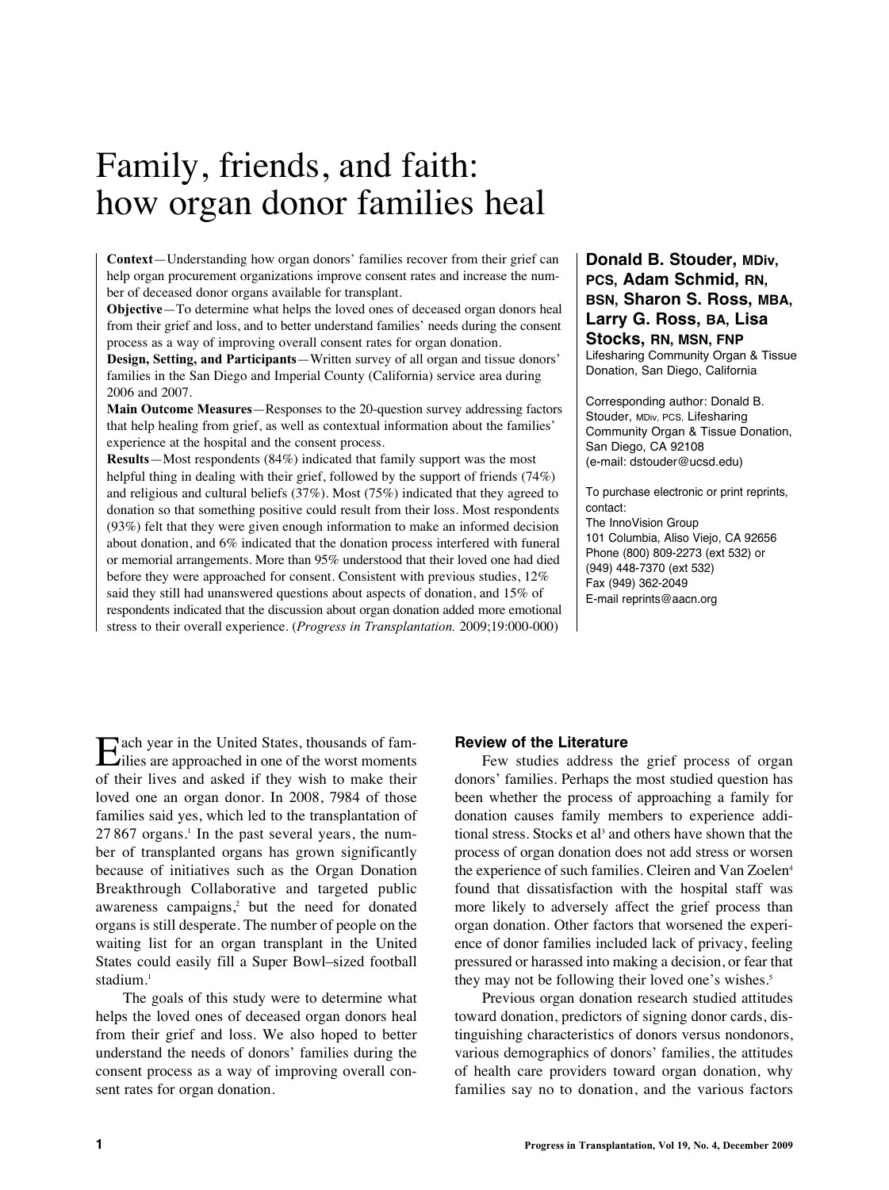# Family, friends, and faith: how organ donor families heal

**Context**—Understanding how organ donors' families recover from their grief can help organ procurement organizations improve consent rates and increase the number of deceased donor organs available for transplant.

**Objective**—To determine what helps the loved ones of deceased organ donors heal from their grief and loss, and to better understand families' needs during the consent process as a way of improving overall consent rates for organ donation.

**Design, Setting, and Participants**—Written survey of all organ and tissue donors' families in the San Diego and Imperial County (California) service area during 2006 and 2007.

**Main Outcome Measures**—Responses to the 20-question survey addressing factors that help healing from grief, as well as contextual information about the families' experience at the hospital and the consent process.

**Results**—Most respondents (84%) indicated that family support was the most helpful thing in dealing with their grief, followed by the support of friends (74%) and religious and cultural beliefs (37%). Most (75%) indicated that they agreed to donation so that something positive could result from their loss. Most respondents (93%) felt that they were given enough information to make an informed decision about donation, and 6% indicated that the donation process interfered with funeral or memorial arrangements. More than 95% understood that their loved one had died before they were approached for consent. Consistent with previous studies, 12% said they still had unanswered questions about aspects of donation, and 15% of respondents indicated that the discussion about organ donation added more emotional stress to their overall experience. (*Progress in Transplantation.* 2009;19:000-000)

**Donald B. Stouder, MDiv, PCS, Adam Schmid, RN, BSN, Sharon S. Ross, MBA, Larry G. Ross, BA, Lisa Stocks, RN, MSN, FNP**
Lifesharing Community Organ & Tissue Donation, San Diego, California

Corresponding author: Donald B. Stouder, MDiv, PCS, Lifesharing Community Organ & Tissue Donation, San Diego, CA 92108
(e-mail: dstouder@ucsd.edu)

To purchase electronic or print reprints, contact:
The InnoVision Group
101 Columbia, Aliso Viejo, CA 92656
Phone (800) 809-2273 (ext 532) or (949) 448-7370 (ext 532)
Fax (949) 362-2049
E-mail reprints@aacn.org

Each year in the United States, thousands of families are approached in one of the worst moments of their lives and asked if they wish to make their loved one an organ donor. In 2008, 7984 of those families said yes, which led to the transplantation of 27 867 organs.[1] In the past several years, the number of transplanted organs has grown significantly because of initiatives such as the Organ Donation Breakthrough Collaborative and targeted public awareness campaigns,[2] but the need for donated organs is still desperate. The number of people on the waiting list for an organ transplant in the United States could easily fill a Super Bowl–sized football stadium.[1]

The goals of this study were to determine what helps the loved ones of deceased organ donors heal from their grief and loss. We also hoped to better understand the needs of donors' families during the consent process as a way of improving overall consent rates for organ donation.

## Review of the Literature

Few studies address the grief process of organ donors' families. Perhaps the most studied question has been whether the process of approaching a family for donation causes family members to experience additional stress. Stocks et al[3] and others have shown that the process of organ donation does not add stress or worsen the experience of such families. Cleiren and Van Zoelen[4] found that dissatisfaction with the hospital staff was more likely to adversely affect the grief process than organ donation. Other factors that worsened the experience of donor families included lack of privacy, feeling pressured or harassed into making a decision, or fear that they may not be following their loved one's wishes.[5]

Previous organ donation research studied attitudes toward donation, predictors of signing donor cards, distinguishing characteristics of donors versus nondonors, various demographics of donors' families, the attitudes of health care providers toward organ donation, why families say no to donation, and the various factors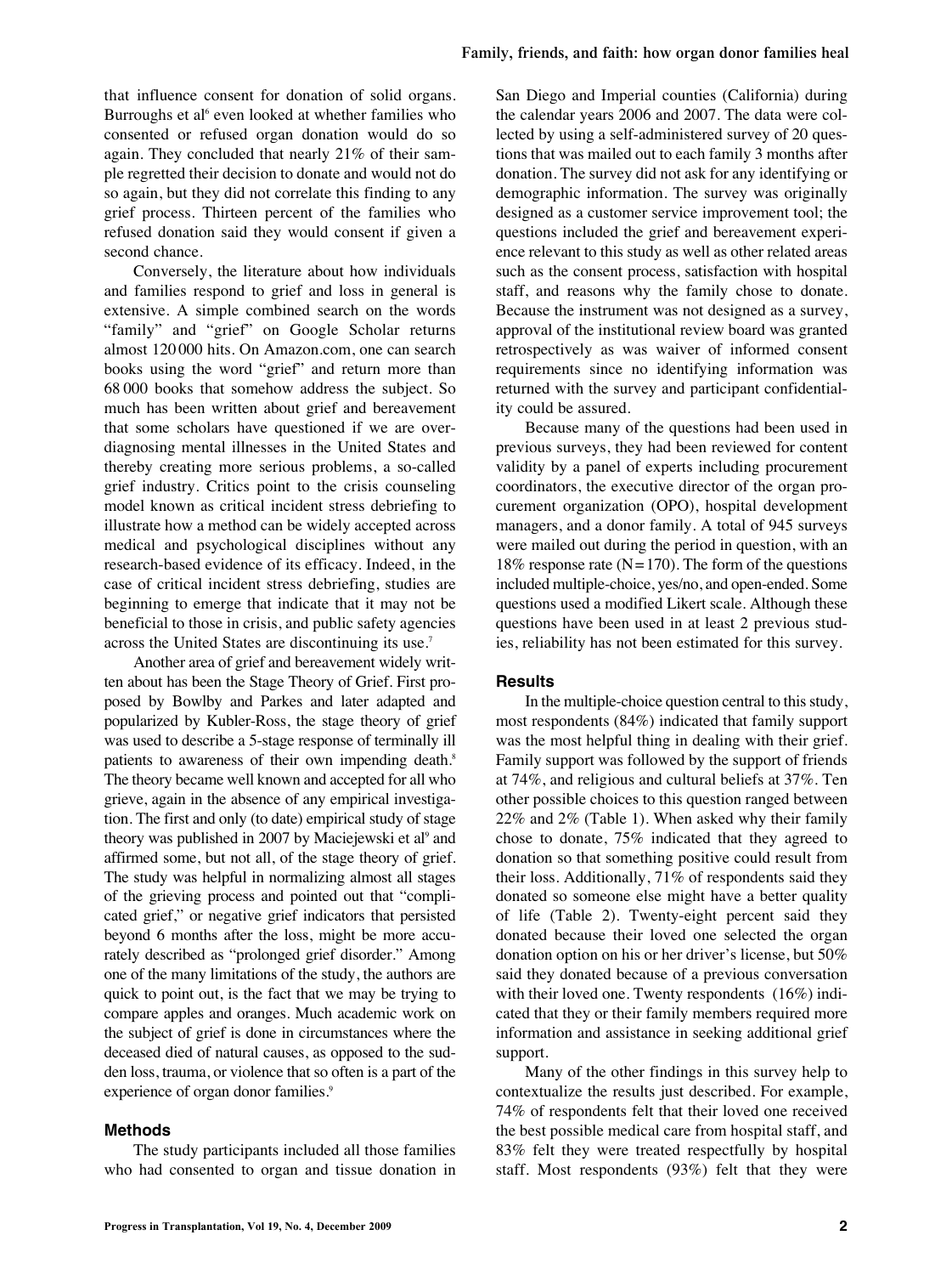that influence consent for donation of solid organs. Burroughs et al[6] even looked at whether families who consented or refused organ donation would do so again. They concluded that nearly 21% of their sample regretted their decision to donate and would not do so again, but they did not correlate this finding to any grief process. Thirteen percent of the families who refused donation said they would consent if given a second chance.

Conversely, the literature about how individuals and families respond to grief and loss in general is extensive. A simple combined search on the words "family" and "grief" on Google Scholar returns almost 120 000 hits. On Amazon.com, one can search books using the word "grief" and return more than 68 000 books that somehow address the subject. So much has been written about grief and bereavement that some scholars have questioned if we are overdiagnosing mental illnesses in the United States and thereby creating more serious problems, a so-called grief industry. Critics point to the crisis counseling model known as critical incident stress debriefing to illustrate how a method can be widely accepted across medical and psychological disciplines without any research-based evidence of its efficacy. Indeed, in the case of critical incident stress debriefing, studies are beginning to emerge that indicate that it may not be beneficial to those in crisis, and public safety agencies across the United States are discontinuing its use.[7]

Another area of grief and bereavement widely written about has been the Stage Theory of Grief. First proposed by Bowlby and Parkes and later adapted and popularized by Kubler-Ross, the stage theory of grief was used to describe a 5-stage response of terminally ill patients to awareness of their own impending death.[8] The theory became well known and accepted for all who grieve, again in the absence of any empirical investigation. The first and only (to date) empirical study of stage theory was published in 2007 by Maciejewski et al[9] and affirmed some, but not all, of the stage theory of grief. The study was helpful in normalizing almost all stages of the grieving process and pointed out that "complicated grief," or negative grief indicators that persisted beyond 6 months after the loss, might be more accurately described as "prolonged grief disorder." Among one of the many limitations of the study, the authors are quick to point out, is the fact that we may be trying to compare apples and oranges. Much academic work on the subject of grief is done in circumstances where the deceased died of natural causes, as opposed to the sudden loss, trauma, or violence that so often is a part of the experience of organ donor families.[9]

## Methods

The study participants included all those families who had consented to organ and tissue donation in San Diego and Imperial counties (California) during the calendar years 2006 and 2007. The data were collected by using a self-administered survey of 20 questions that was mailed out to each family 3 months after donation. The survey did not ask for any identifying or demographic information. The survey was originally designed as a customer service improvement tool; the questions included the grief and bereavement experience relevant to this study as well as other related areas such as the consent process, satisfaction with hospital staff, and reasons why the family chose to donate. Because the instrument was not designed as a survey, approval of the institutional review board was granted retrospectively as was waiver of informed consent requirements since no identifying information was returned with the survey and participant confidentiality could be assured.

Because many of the questions had been used in previous surveys, they had been reviewed for content validity by a panel of experts including procurement coordinators, the executive director of the organ procurement organization (OPO), hospital development managers, and a donor family. A total of 945 surveys were mailed out during the period in question, with an 18% response rate (N = 170). The form of the questions included multiple-choice, yes/no, and open-ended. Some questions used a modified Likert scale. Although these questions have been used in at least 2 previous studies, reliability has not been estimated for this survey.

## Results

In the multiple-choice question central to this study, most respondents (84%) indicated that family support was the most helpful thing in dealing with their grief. Family support was followed by the support of friends at 74%, and religious and cultural beliefs at 37%. Ten other possible choices to this question ranged between 22% and 2% (Table 1). When asked why their family chose to donate, 75% indicated that they agreed to donation so that something positive could result from their loss. Additionally, 71% of respondents said they donated so someone else might have a better quality of life (Table 2). Twenty-eight percent said they donated because their loved one selected the organ donation option on his or her driver's license, but 50% said they donated because of a previous conversation with their loved one. Twenty respondents (16%) indicated that they or their family members required more information and assistance in seeking additional grief support.

Many of the other findings in this survey help to contextualize the results just described. For example, 74% of respondents felt that their loved one received the best possible medical care from hospital staff, and 83% felt they were treated respectfully by hospital staff. Most respondents (93%) felt that they were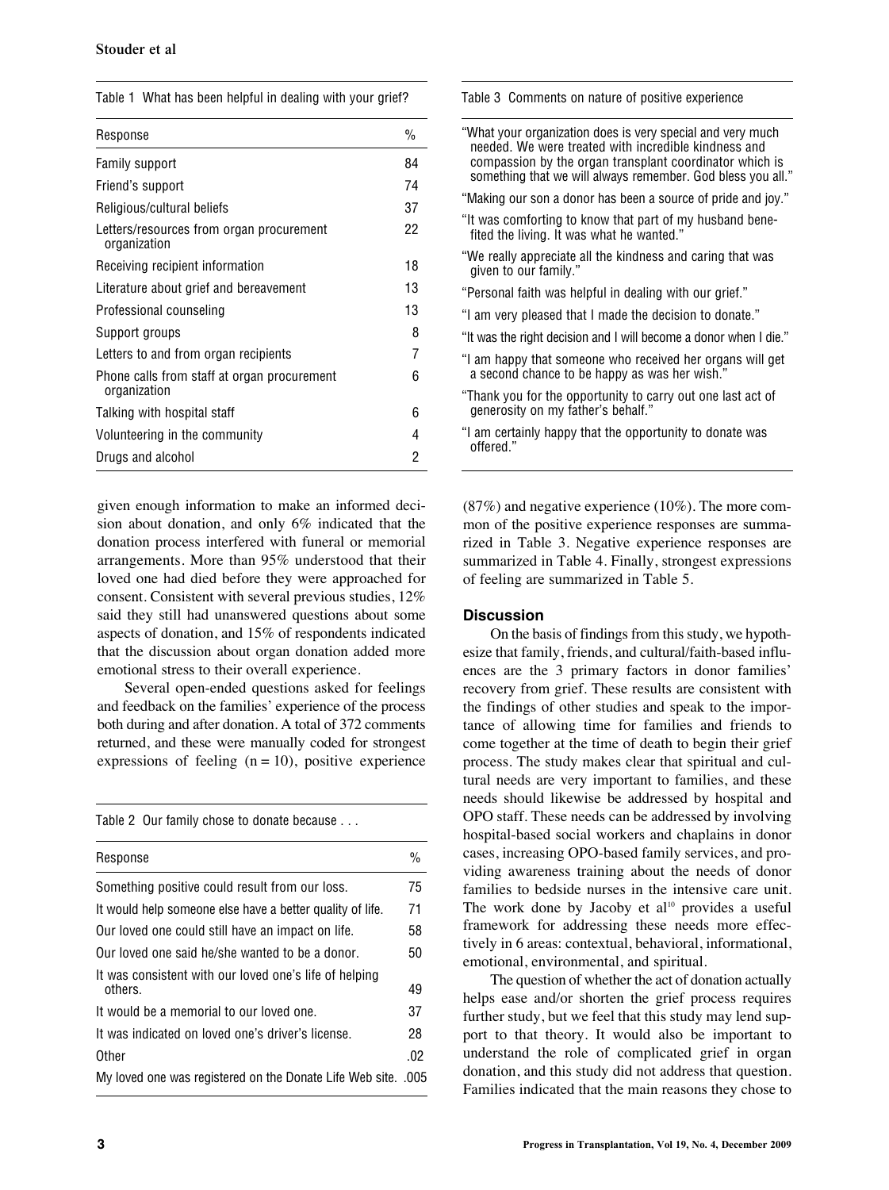Table 1 What has been helpful in dealing with your grief?

| Response | % |
|---|---|
| Family support | 84 |
| Friend's support | 74 |
| Religious/cultural beliefs | 37 |
| Letters/resources from organ procurement organization | 22 |
| Receiving recipient information | 18 |
| Literature about grief and bereavement | 13 |
| Professional counseling | 13 |
| Support groups | 8 |
| Letters to and from organ recipients | 7 |
| Phone calls from staff at organ procurement organization | 6 |
| Talking with hospital staff | 6 |
| Volunteering in the community | 4 |
| Drugs and alcohol | 2 |

given enough information to make an informed decision about donation, and only 6% indicated that the donation process interfered with funeral or memorial arrangements. More than 95% understood that their loved one had died before they were approached for consent. Consistent with several previous studies, 12% said they still had unanswered questions about some aspects of donation, and 15% of respondents indicated that the discussion about organ donation added more emotional stress to their overall experience.

Several open-ended questions asked for feelings and feedback on the families' experience of the process both during and after donation. A total of 372 comments returned, and these were manually coded for strongest expressions of feeling (n = 10), positive experience (87%) and negative experience (10%). The more common of the positive experience responses are summarized in Table 3. Negative experience responses are summarized in Table 4. Finally, strongest expressions of feeling are summarized in Table 5.

Table 2 Our family chose to donate because . . .

| Response | % |
|---|---|
| Something positive could result from our loss. | 75 |
| It would help someone else have a better quality of life. | 71 |
| Our loved one could still have an impact on life. | 58 |
| Our loved one said he/she wanted to be a donor. | 50 |
| It was consistent with our loved one's life of helping others. | 49 |
| It would be a memorial to our loved one. | 37 |
| It was indicated on loved one's driver's license. | 28 |
| Other | .02 |
| My loved one was registered on the Donate Life Web site. | .005 |

Table 3 Comments on nature of positive experience

- "What your organization does is very special and very much needed. We were treated with incredible kindness and compassion by the organ transplant coordinator which is something that we will always remember. God bless you all."
- "Making our son a donor has been a source of pride and joy."
- "It was comforting to know that part of my husband benefited the living. It was what he wanted."
- "We really appreciate all the kindness and caring that was given to our family."
- "Personal faith was helpful in dealing with our grief."
- "I am very pleased that I made the decision to donate."
- "It was the right decision and I will become a donor when I die."
- "I am happy that someone who received her organs will get a second chance to be happy as was her wish."
- "Thank you for the opportunity to carry out one last act of generosity on my father's behalf."
- "I am certainly happy that the opportunity to donate was offered."

## Discussion

On the basis of findings from this study, we hypothesize that family, friends, and cultural/faith-based influences are the 3 primary factors in donor families' recovery from grief. These results are consistent with the findings of other studies and speak to the importance of allowing time for families and friends to come together at the time of death to begin their grief process. The study makes clear that spiritual and cultural needs are very important to families, and these needs should likewise be addressed by hospital and OPO staff. These needs can be addressed by involving hospital-based social workers and chaplains in donor cases, increasing OPO-based family services, and providing awareness training about the needs of donor families to bedside nurses in the intensive care unit. The work done by Jacoby et al[10] provides a useful framework for addressing these needs more effectively in 6 areas: contextual, behavioral, informational, emotional, environmental, and spiritual.

The question of whether the act of donation actually helps ease and/or shorten the grief process requires further study, but we feel that this study may lend support to that theory. It would also be important to understand the role of complicated grief in organ donation, and this study did not address that question. Families indicated that the main reasons they chose to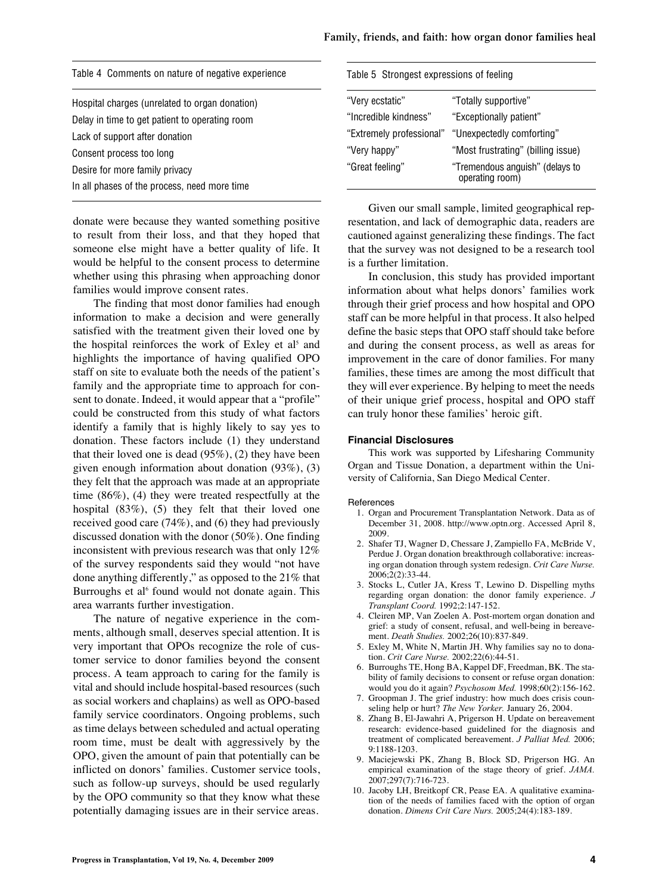Table 4 Comments on nature of negative experience

| |
|---|
| Hospital charges (unrelated to organ donation) |
| Delay in time to get patient to operating room |
| Lack of support after donation |
| Consent process too long |
| Desire for more family privacy |
| In all phases of the process, need more time |

donate were because they wanted something positive to result from their loss, and that they hoped that someone else might have a better quality of life. It would be helpful to the consent process to determine whether using this phrasing when approaching donor families would improve consent rates.

The finding that most donor families had enough information to make a decision and were generally satisfied with the treatment given their loved one by the hospital reinforces the work of Exley et al[5] and highlights the importance of having qualified OPO staff on site to evaluate both the needs of the patient's family and the appropriate time to approach for consent to donate. Indeed, it would appear that a "profile" could be constructed from this study of what factors identify a family that is highly likely to say yes to donation. These factors include (1) they understand that their loved one is dead (95%), (2) they have been given enough information about donation (93%), (3) they felt that the approach was made at an appropriate time (86%), (4) they were treated respectfully at the hospital (83%), (5) they felt that their loved one received good care (74%), and (6) they had previously discussed donation with the donor (50%). One finding inconsistent with previous research was that only 12% of the survey respondents said they would "not have done anything differently," as opposed to the 21% that Burroughs et al[6] found would not donate again. This area warrants further investigation.

The nature of negative experience in the comments, although small, deserves special attention. It is very important that OPOs recognize the role of customer service to donor families beyond the consent process. A team approach to caring for the family is vital and should include hospital-based resources (such as social workers and chaplains) as well as OPO-based family service coordinators. Ongoing problems, such as time delays between scheduled and actual operating room time, must be dealt with aggressively by the OPO, given the amount of pain that potentially can be inflicted on donors' families. Customer service tools, such as follow-up surveys, should be used regularly by the OPO community so that they know what these potentially damaging issues are in their service areas.

Table 5 Strongest expressions of feeling

| | |
|---|---|
| "Very ecstatic" | "Totally supportive" |
| "Incredible kindness" | "Exceptionally patient" |
| "Extremely professional" | "Unexpectedly comforting" |
| "Very happy" | "Most frustrating" (billing issue) |
| "Great feeling" | "Tremendous anguish" (delays to operating room) |

Given our small sample, limited geographical representation, and lack of demographic data, readers are cautioned against generalizing these findings. The fact that the survey was not designed to be a research tool is a further limitation.

In conclusion, this study has provided important information about what helps donors' families work through their grief process and how hospital and OPO staff can be more helpful in that process. It also helped define the basic steps that OPO staff should take before and during the consent process, as well as areas for improvement in the care of donor families. For many families, these times are among the most difficult that they will ever experience. By helping to meet the needs of their unique grief process, hospital and OPO staff can truly honor these families' heroic gift.

#### Financial Disclosures

This work was supported by Lifesharing Community Organ and Tissue Donation, a department within the University of California, San Diego Medical Center.

References

1. Organ and Procurement Transplantation Network. Data as of December 31, 2008. http://www.optn.org. Accessed April 8, 2009.
2. Shafer TJ, Wagner D, Chessare J, Zampiello FA, McBride V, Perdue J. Organ donation breakthrough collaborative: increasing organ donation through system redesign. *Crit Care Nurse.* 2006;2(2):33-44.
3. Stocks L, Cutler JA, Kress T, Lewino D. Dispelling myths regarding organ donation: the donor family experience. *J Transplant Coord.* 1992;2:147-152.
4. Cleiren MP, Van Zoelen A. Post-mortem organ donation and grief: a study of consent, refusal, and well-being in bereavement. *Death Studies.* 2002;26(10):837-849.
5. Exley M, White N, Martin JH. Why families say no to donation. *Crit Care Nurse.* 2002;22(6):44-51.
6. Burroughs TE, Hong BA, Kappel DF, Freedman, BK. The stability of family decisions to consent or refuse organ donation: would you do it again? *Psychosom Med.* 1998;60(2):156-162.
7. Groopman J. The grief industry: how much does crisis counseling help or hurt? *The New Yorker.* January 26, 2004.
8. Zhang B, El-Jawahri A, Prigerson H. Update on bereavement research: evidence-based guidelined for the diagnosis and treatment of complicated bereavement. *J Palliat Med.* 2006; 9:1188-1203.
9. Maciejewski PK, Zhang B, Block SD, Prigerson HG. An empirical examination of the stage theory of grief. *JAMA.* 2007;297(7):716-723.
10. Jacoby LH, Breitkopf CR, Pease EA. A qualitative examination of the needs of families faced with the option of organ donation. *Dimens Crit Care Nurs.* 2005;24(4):183-189.